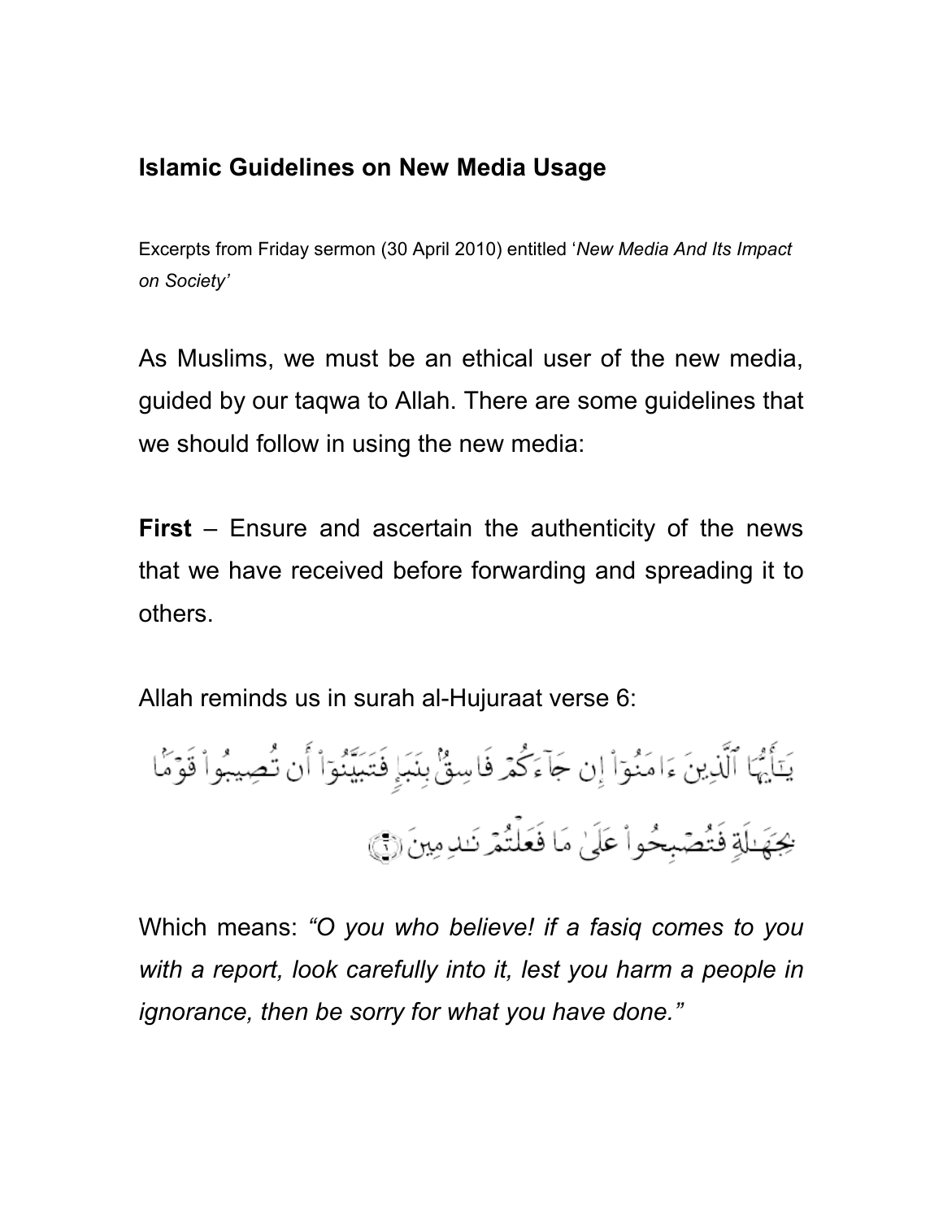## Islamic Guidelines on New Media Usage

Excerpts from Friday sermon (30 April 2010) entitled '*New Media And Its Impact on Society*'

As Muslims, we must be an ethical user of the new media, guided by our taqwa to Allah. There are some guidelines that we should follow in using the new media:

**First** – Ensure and ascertain the authenticity of the news that we have received before forwarding and spreading it to others.

Allah reminds us in surah al-Hujuraat verse 6:

يَٰٓأَيُّهَا ٱلَّذِينَ ءَامَنُوٓاْ إِن جَآءَكُمْ فَاسِقُۢ بِنَبَإٍ فَتَبَيَّنُوٓاْ أَن تُصِيبُواْ قَوْمَۢا بِجَهَٰلَةٍ فَتُصْبِحُواْ عَلَىٰ مَا فَعَلْتُمْ نَٰدِمِينَ ﴿٦﴾

Which means: *"O you who believe! if a fasiq comes to you with a report, look carefully into it, lest you harm a people in ignorance, then be sorry for what you have done."*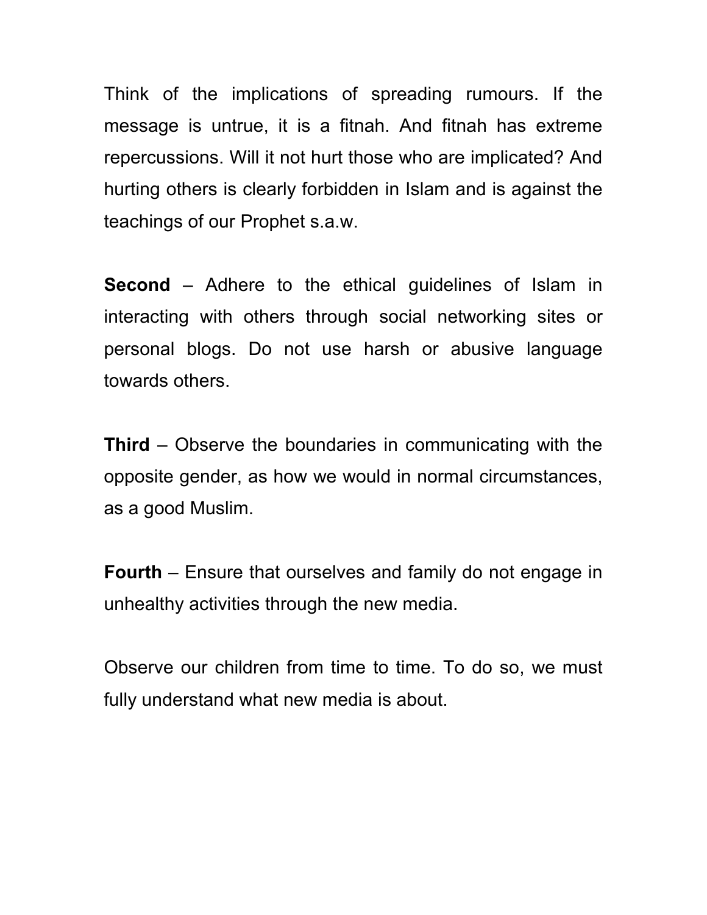Think of the implications of spreading rumours. If the message is untrue, it is a fitnah. And fitnah has extreme repercussions. Will it not hurt those who are implicated? And hurting others is clearly forbidden in Islam and is against the teachings of our Prophet s.a.w.

**Second** – Adhere to the ethical guidelines of Islam in interacting with others through social networking sites or personal blogs. Do not use harsh or abusive language towards others.

**Third** – Observe the boundaries in communicating with the opposite gender, as how we would in normal circumstances, as a good Muslim.

**Fourth** – Ensure that ourselves and family do not engage in unhealthy activities through the new media.

Observe our children from time to time. To do so, we must fully understand what new media is about.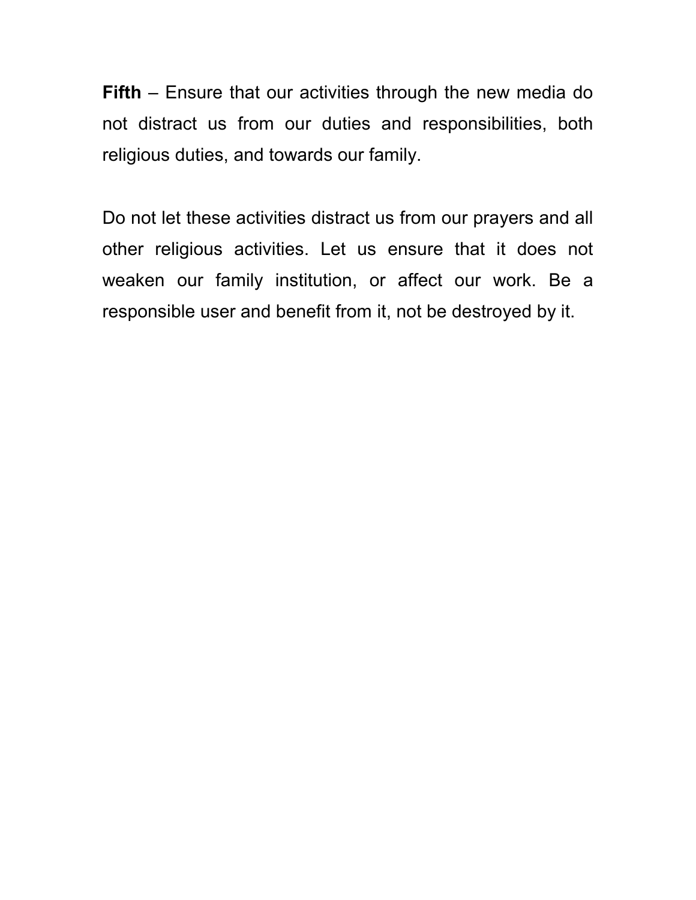**Fifth** – Ensure that our activities through the new media do not distract us from our duties and responsibilities, both religious duties, and towards our family.

Do not let these activities distract us from our prayers and all other religious activities. Let us ensure that it does not weaken our family institution, or affect our work. Be a responsible user and benefit from it, not be destroyed by it.